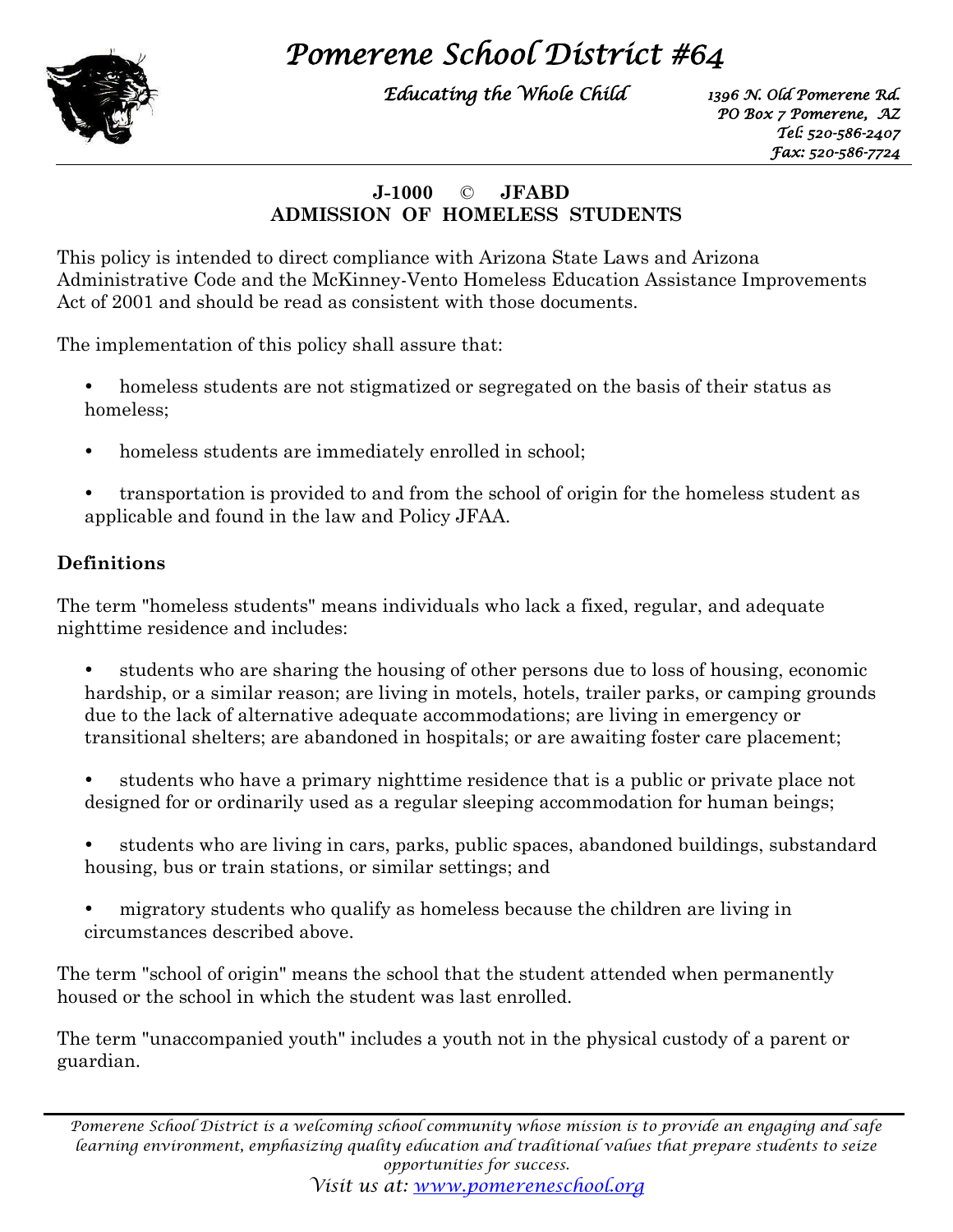# Pomerene School District #64

*Educating the Whole Child*

*1396 N. Old Pomerene Rd.*
*PO Box 7 Pomerene, AZ*
*Tel: 520-586-2407*
*Fax: 520-586-7724*

## J-1000 © JFABD
## ADMISSION OF HOMELESS STUDENTS

This policy is intended to direct compliance with Arizona State Laws and Arizona Administrative Code and the McKinney-Vento Homeless Education Assistance Improvements Act of 2001 and should be read as consistent with those documents.

The implementation of this policy shall assure that:

- homeless students are not stigmatized or segregated on the basis of their status as homeless;
- homeless students are immediately enrolled in school;
- transportation is provided to and from the school of origin for the homeless student as applicable and found in the law and Policy JFAA.

### Definitions

The term "homeless students" means individuals who lack a fixed, regular, and adequate nighttime residence and includes:

- students who are sharing the housing of other persons due to loss of housing, economic hardship, or a similar reason; are living in motels, hotels, trailer parks, or camping grounds due to the lack of alternative adequate accommodations; are living in emergency or transitional shelters; are abandoned in hospitals; or are awaiting foster care placement;
- students who have a primary nighttime residence that is a public or private place not designed for or ordinarily used as a regular sleeping accommodation for human beings;
- students who are living in cars, parks, public spaces, abandoned buildings, substandard housing, bus or train stations, or similar settings; and
- migratory students who qualify as homeless because the children are living in circumstances described above.

The term "school of origin" means the school that the student attended when permanently housed or the school in which the student was last enrolled.

The term "unaccompanied youth" includes a youth not in the physical custody of a parent or guardian.

*Pomerene School District is a welcoming school community whose mission is to provide an engaging and safe learning environment, emphasizing quality education and traditional values that prepare students to seize opportunities for success.*

*Visit us at: www.pomereneschool.org*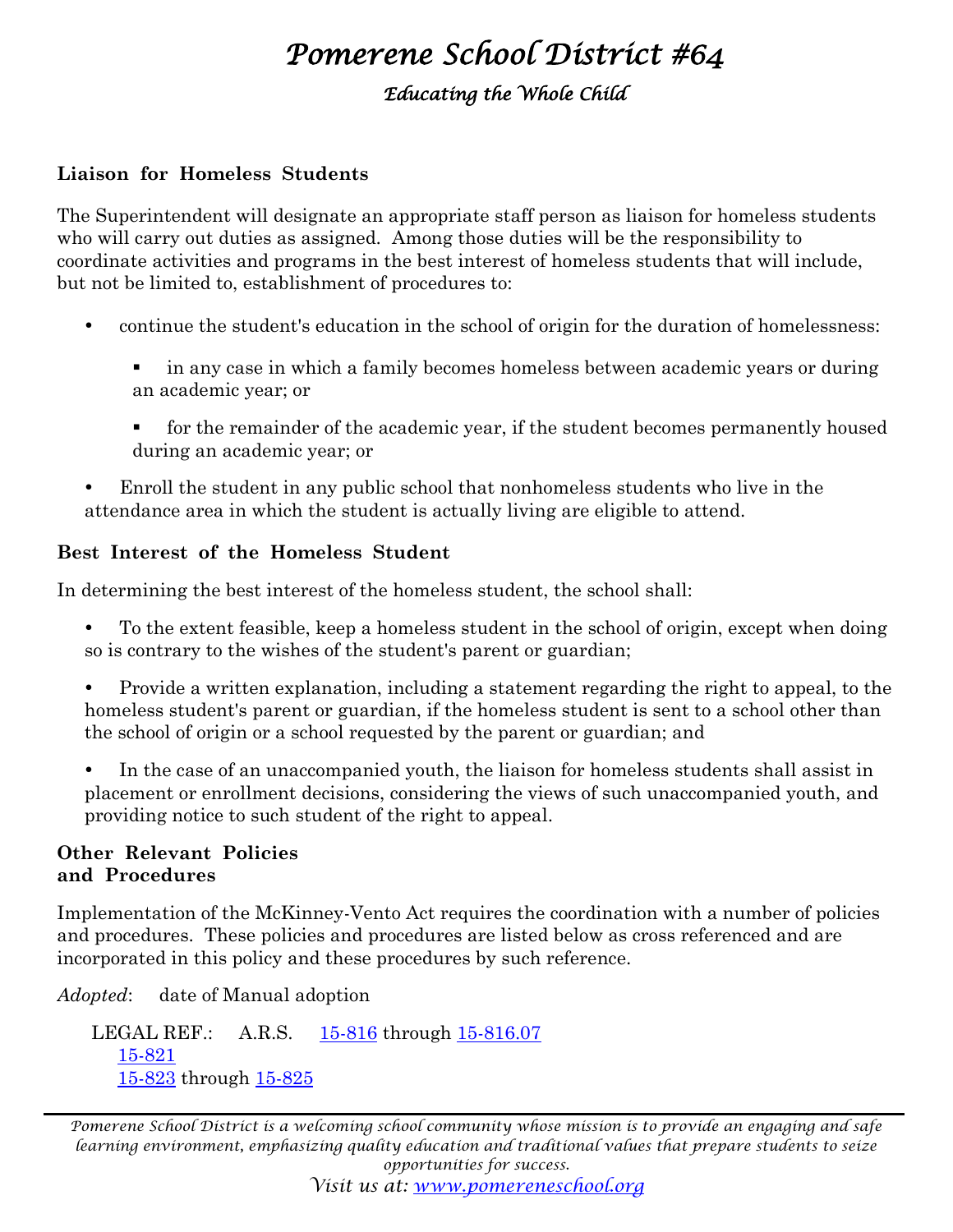## Liaison for Homeless Students

The Superintendent will designate an appropriate staff person as liaison for homeless students who will carry out duties as assigned. Among those duties will be the responsibility to coordinate activities and programs in the best interest of homeless students that will include, but not be limited to, establishment of procedures to:

- continue the student's education in the school of origin for the duration of homelessness:
  - in any case in which a family becomes homeless between academic years or during an academic year; or
  - for the remainder of the academic year, if the student becomes permanently housed during an academic year; or
- Enroll the student in any public school that nonhomeless students who live in the attendance area in which the student is actually living are eligible to attend.

## Best Interest of the Homeless Student

In determining the best interest of the homeless student, the school shall:

- To the extent feasible, keep a homeless student in the school of origin, except when doing so is contrary to the wishes of the student's parent or guardian;
- Provide a written explanation, including a statement regarding the right to appeal, to the homeless student's parent or guardian, if the homeless student is sent to a school other than the school of origin or a school requested by the parent or guardian; and
- In the case of an unaccompanied youth, the liaison for homeless students shall assist in placement or enrollment decisions, considering the views of such unaccompanied youth, and providing notice to such student of the right to appeal.

## Other Relevant Policies and Procedures

Implementation of the McKinney-Vento Act requires the coordination with a number of policies and procedures. These policies and procedures are listed below as cross referenced and are incorporated in this policy and these procedures by such reference.

*Adopted*: date of Manual adoption

LEGAL REF.: A.R.S. 15-816 through 15-816.07
15-821
15-823 through 15-825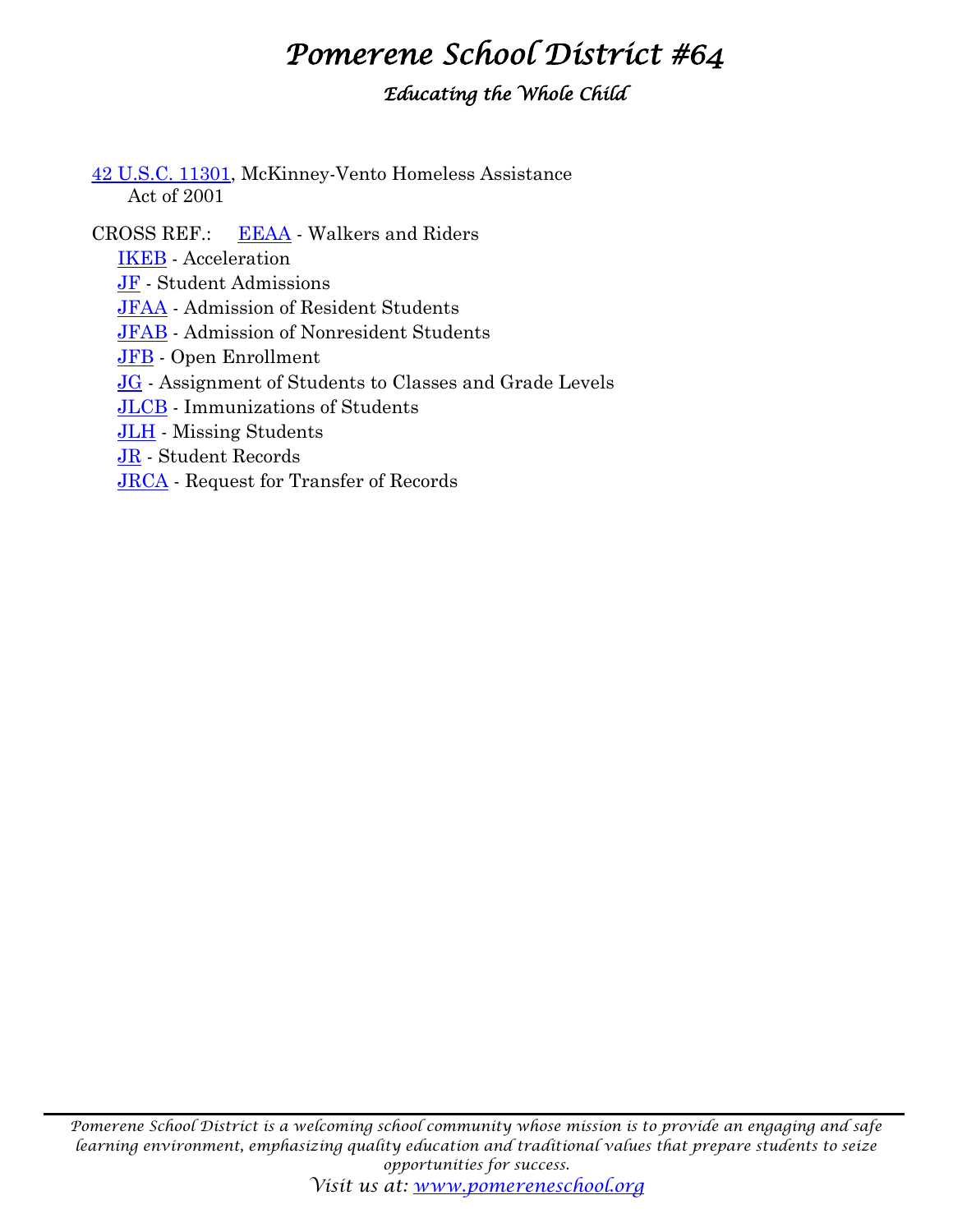42 U.S.C. 11301, McKinney-Vento Homeless Assistance Act of 2001

CROSS REF.: EEAA - Walkers and Riders
- IKEB - Acceleration
- JF - Student Admissions
- JFAA - Admission of Resident Students
- JFAB - Admission of Nonresident Students
- JFB - Open Enrollment
- JG - Assignment of Students to Classes and Grade Levels
- JLCB - Immunizations of Students
- JLH - Missing Students
- JR - Student Records
- JRCA - Request for Transfer of Records